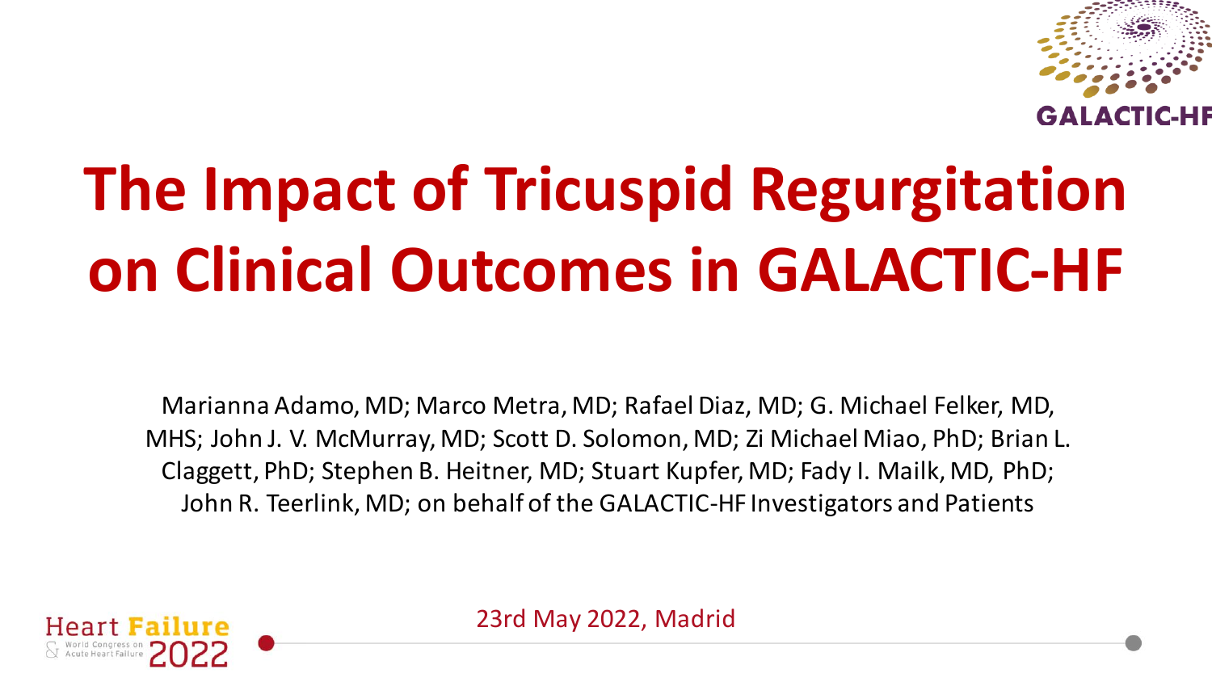# The Impact of Tricuspid Regurgitation on Clinical Outcomes in GALACTIC-HF

Marianna Adamo, MD; Marco Metra, MD; Rafael Diaz, MD; G. Michael Felker, MD, MHS; John J. V. McMurray, MD; Scott D. Solomon, MD; Zi Michael Miao, PhD; Brian L. Claggett, PhD; Stephen B. Heitner, MD; Stuart Kupfer, MD; Fady I. Mailk, MD, PhD; John R. Teerlink, MD; on behalf of the GALACTIC-HF Investigators and Patients

23rd May 2022, Madrid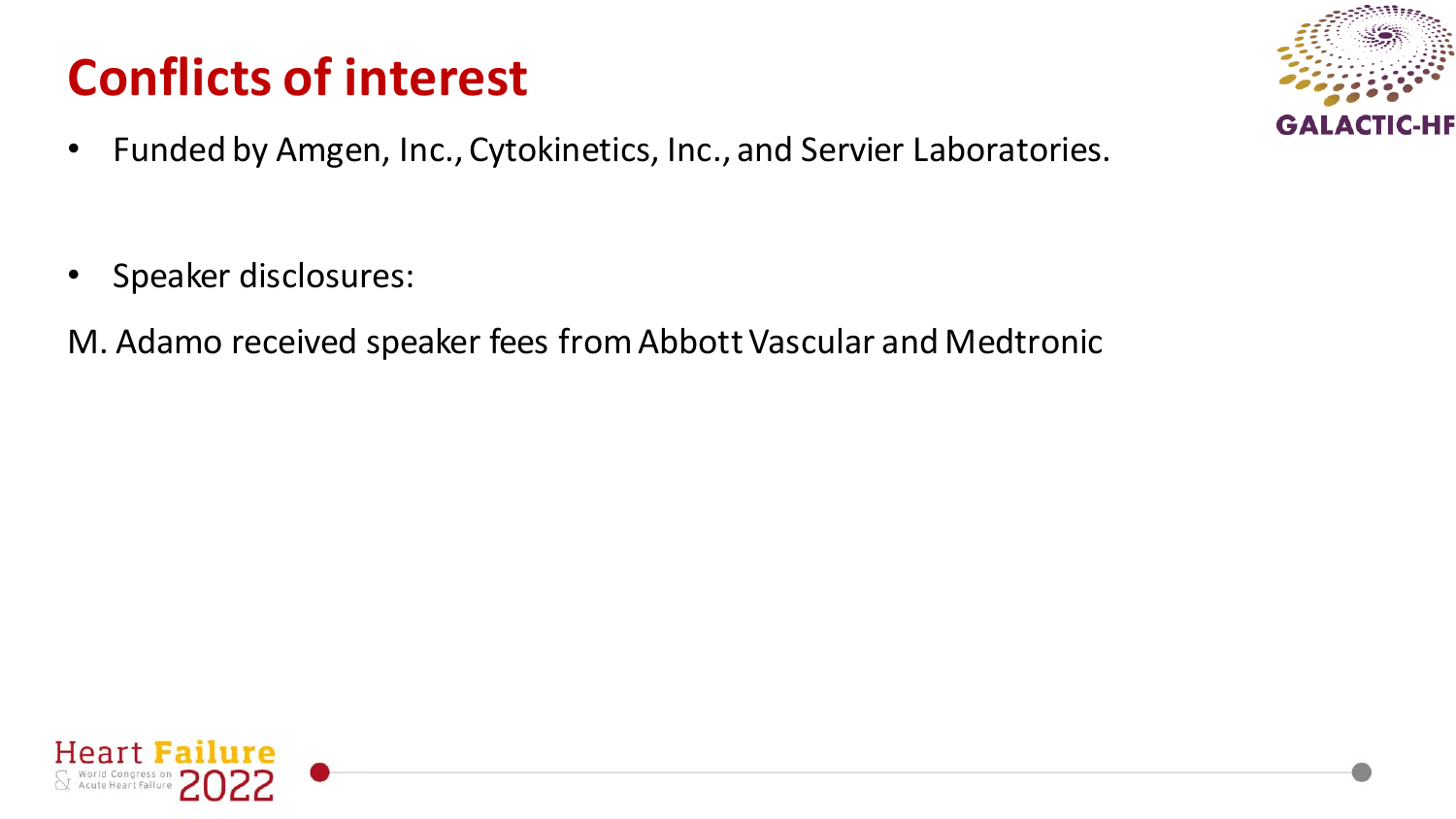# Conflicts of interest

- Funded by Amgen, Inc., Cytokinetics, Inc., and Servier Laboratories.

- Speaker disclosures:

M. Adamo received speaker fees from Abbott Vascular and Medtronic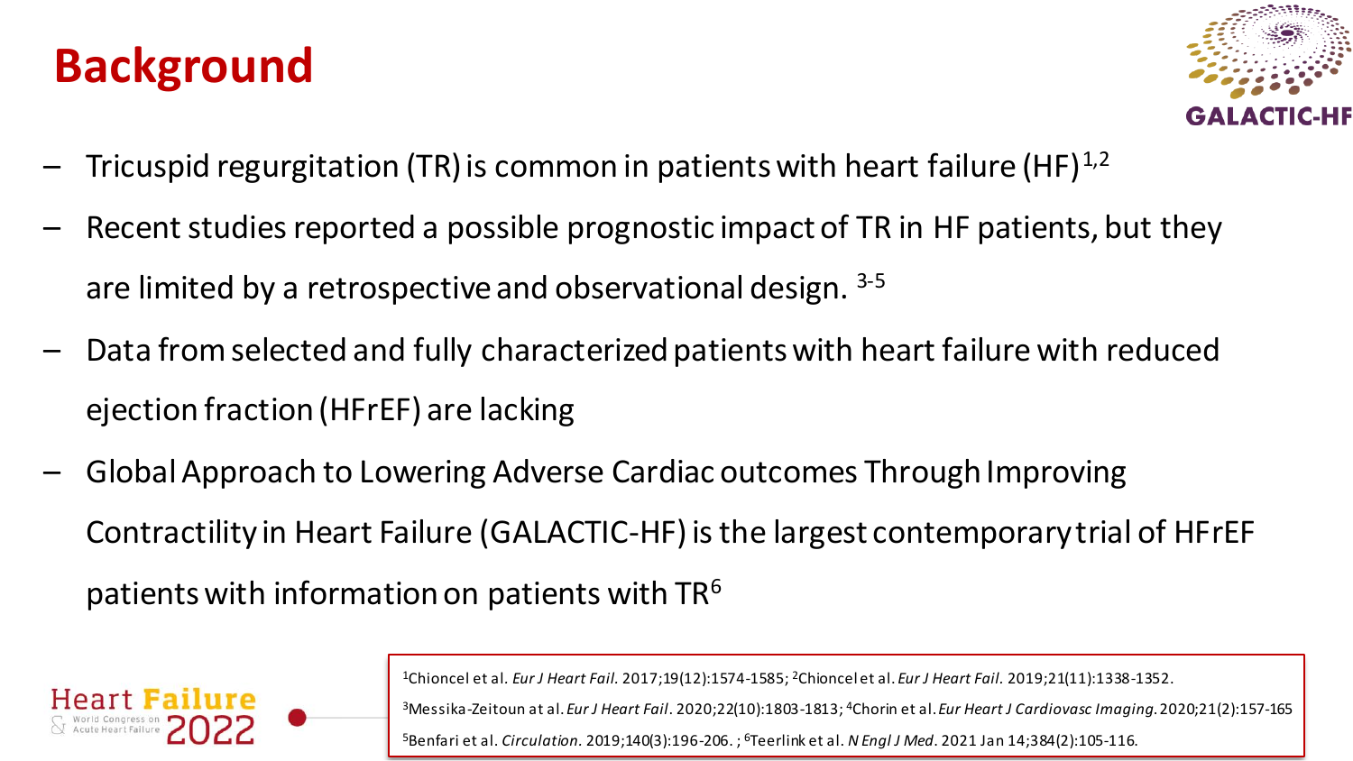# Background

- Tricuspid regurgitation (TR) is common in patients with heart failure (HF)[1,2]
- Recent studies reported a possible prognostic impact of TR in HF patients, but they are limited by a retrospective and observational design. [3-5]
- Data from selected and fully characterized patients with heart failure with reduced ejection fraction (HFrEF) are lacking
- Global Approach to Lowering Adverse Cardiac outcomes Through Improving Contractility in Heart Failure (GALACTIC-HF) is the largest contemporary trial of HFrEF patients with information on patients with TR[6]

[1]Chioncel et al. *Eur J Heart Fail.* 2017;19(12):1574-1585; [2]Chioncel et al. *Eur J Heart Fail.* 2019;21(11):1338-1352.
[3]Messika-Zeitoun at al. *Eur J Heart Fail*. 2020;22(10):1803-1813; [4]Chorin et al. *Eur Heart J Cardiovasc Imaging*. 2020;21(2):157-165
[5]Benfari et al. *Circulation.* 2019;140(3):196-206. ; [6]Teerlink et al. *N Engl J Med*. 2021 Jan 14;384(2):105-116.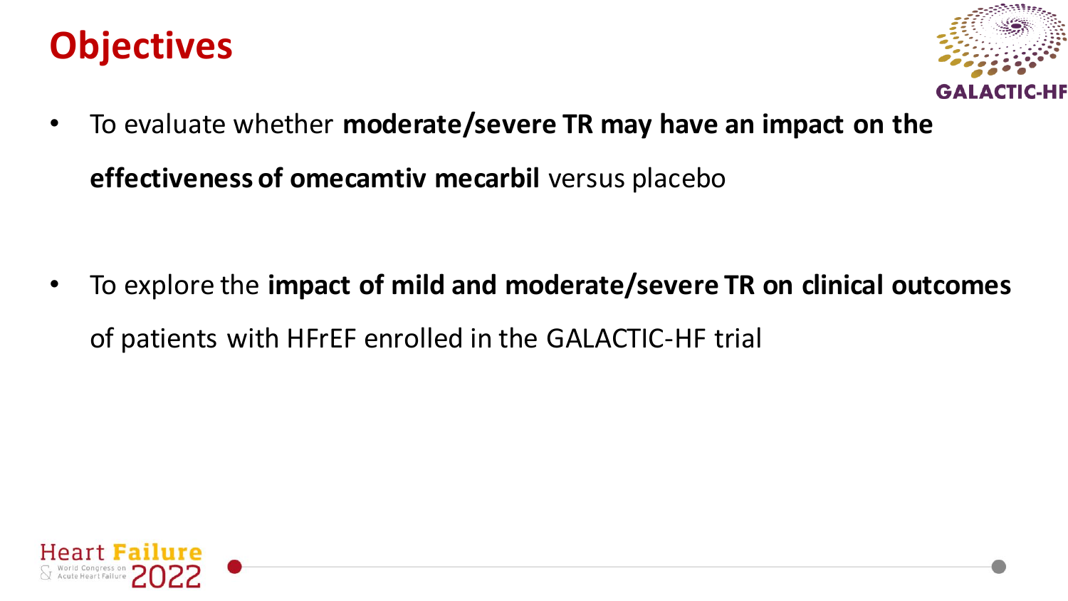# Objectives

- To evaluate whether **moderate/severe TR may have an impact on the effectiveness of omecamtiv mecarbil** versus placebo

- To explore the **impact of mild and moderate/severe TR on clinical outcomes** of patients with HFrEF enrolled in the GALACTIC-HF trial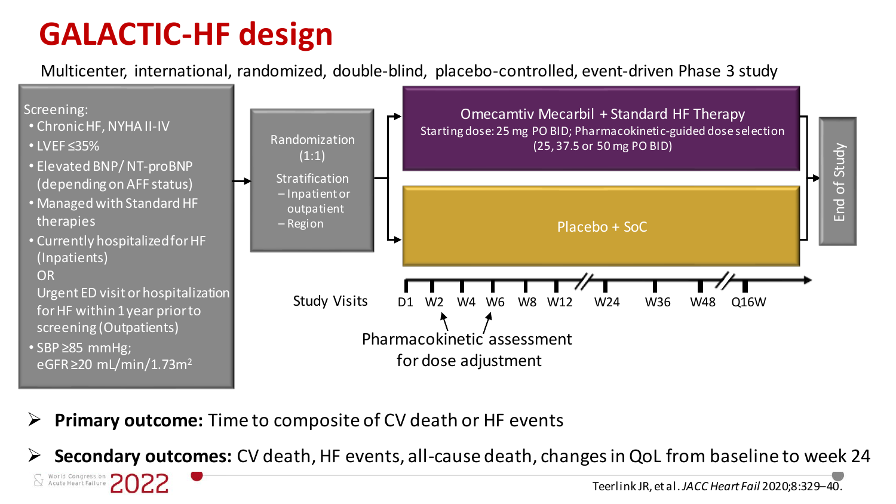# GALACTIC-HF design

Multicenter, international, randomized, double-blind, placebo-controlled, event-driven Phase 3 study

**Screening:**

- Chronic HF, NYHA II-IV
- LVEF ≤35%
- Elevated BNP/ NT-proBNP (depending on AFF status)
- Managed with Standard HF therapies
- Currently hospitalized for HF (Inpatients)
  OR
  Urgent ED visit or hospitalization for HF within 1 year prior to screening (Outpatients)
- SBP ≥85 mmHg;
  eGFR ≥20 mL/min/1.73m²

**Randomization (1:1)**

Stratification
- Inpatient or outpatient
- Region

**Omecamtiv Mecarbil + Standard HF Therapy**
Starting dose: 25 mg PO BID; Pharmacokinetic-guided dose selection (25, 37.5 or 50 mg PO BID)

**Placebo + SoC**

**End of Study**

Study Visits: D1, W2, W4, W6, W8, W12, W24, W36, W48, Q16W

Pharmacokinetic assessment for dose adjustment (W2, W6)

- **Primary outcome:** Time to composite of CV death or HF events
- **Secondary outcomes:** CV death, HF events, all-cause death, changes in QoL from baseline to week 24

Teerlink JR, et al. *JACC Heart Fail* 2020;8:329–40.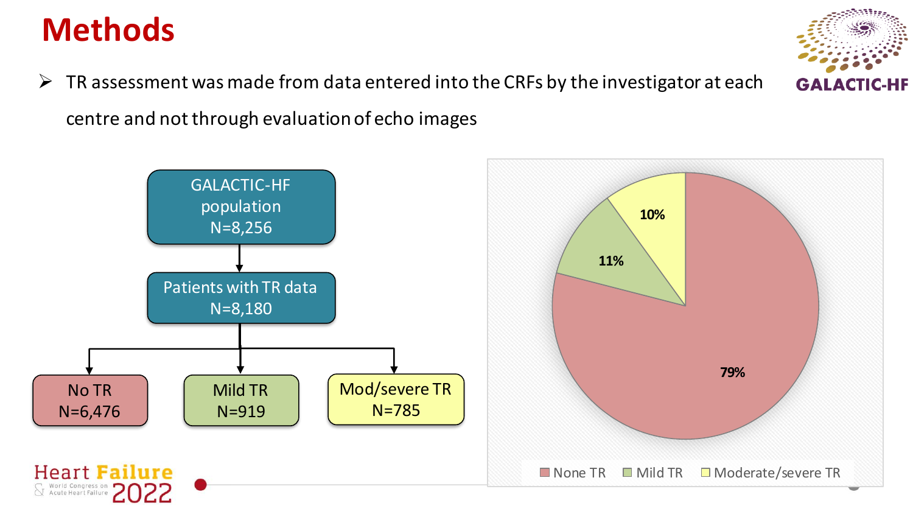# Methods

- TR assessment was made from data entered into the CRFs by the investigator at each centre and not through evaluation of echo images

GALACTIC-HF population
N=8,256

Patients with TR data
N=8,180

No TR
N=6,476

Mild TR
N=919

Mod/severe TR
N=785

79%

11%

10%

None TR | Mild TR | Moderate/severe TR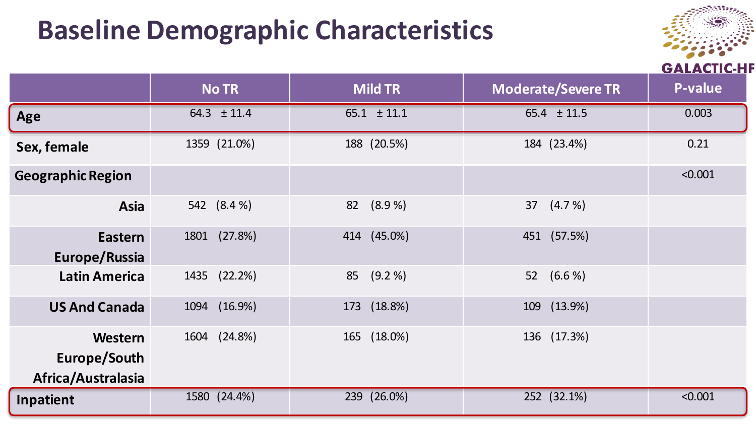# Baseline Demographic Characteristics

GALACTIC-HF

| | No TR | Mild TR | Moderate/Severe TR | P-value |
|---|---|---|---|---|
| **Age** | 64.3 ± 11.4 | 65.1 ± 11.1 | 65.4 ± 11.5 | 0.003 |
| **Sex, female** | 1359 (21.0%) | 188 (20.5%) | 184 (23.4%) | 0.21 |
| **Geographic Region** | | | | <0.001 |
| **Asia** | 542 (8.4 %) | 82 (8.9 %) | 37 (4.7 %) | |
| **Eastern Europe/Russia** | 1801 (27.8%) | 414 (45.0%) | 451 (57.5%) | |
| **Latin America** | 1435 (22.2%) | 85 (9.2 %) | 52 (6.6 %) | |
| **US And Canada** | 1094 (16.9%) | 173 (18.8%) | 109 (13.9%) | |
| **Western Europe/South Africa/Australasia** | 1604 (24.8%) | 165 (18.0%) | 136 (17.3%) | |
| **Inpatient** | 1580 (24.4%) | 239 (26.0%) | 252 (32.1%) | <0.001 |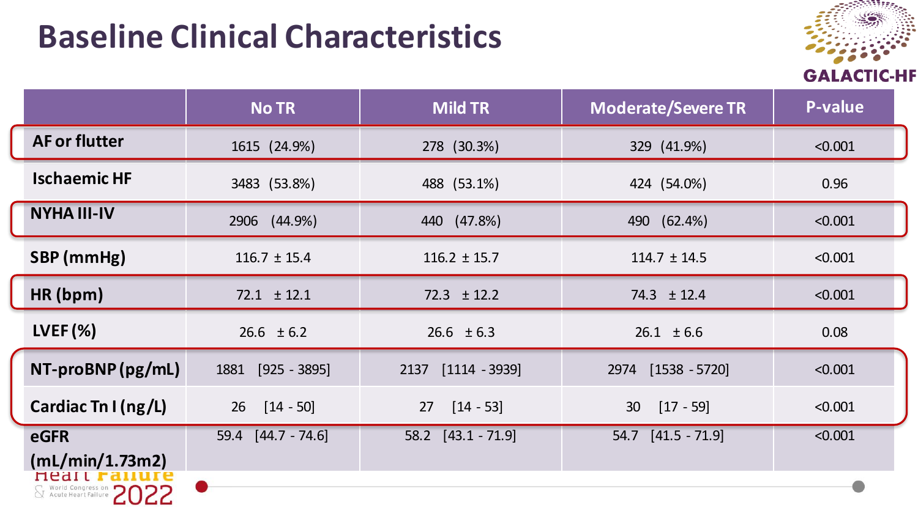# Baseline Clinical Characteristics

| | No TR | Mild TR | Moderate/Severe TR | P-value |
|---|---|---|---|---|
| **AF or flutter** | 1615 (24.9%) | 278 (30.3%) | 329 (41.9%) | <0.001 |
| **Ischaemic HF** | 3483 (53.8%) | 488 (53.1%) | 424 (54.0%) | 0.96 |
| **NYHA III-IV** | 2906 (44.9%) | 440 (47.8%) | 490 (62.4%) | <0.001 |
| **SBP (mmHg)** | 116.7 ± 15.4 | 116.2 ± 15.7 | 114.7 ± 14.5 | <0.001 |
| **HR (bpm)** | 72.1 ± 12.1 | 72.3 ± 12.2 | 74.3 ± 12.4 | <0.001 |
| **LVEF (%)** | 26.6 ± 6.2 | 26.6 ± 6.3 | 26.1 ± 6.6 | 0.08 |
| **NT-proBNP (pg/mL)** | 1881 [925 - 3895] | 2137 [1114 - 3939] | 2974 [1538 - 5720] | <0.001 |
| **Cardiac Tn I (ng/L)** | 26 [14 - 50] | 27 [14 - 53] | 30 [17 - 59] | <0.001 |
| **eGFR (mL/min/1.73m2)** | 59.4 [44.7 - 74.6] | 58.2 [43.1 - 71.9] | 54.7 [41.5 - 71.9] | <0.001 |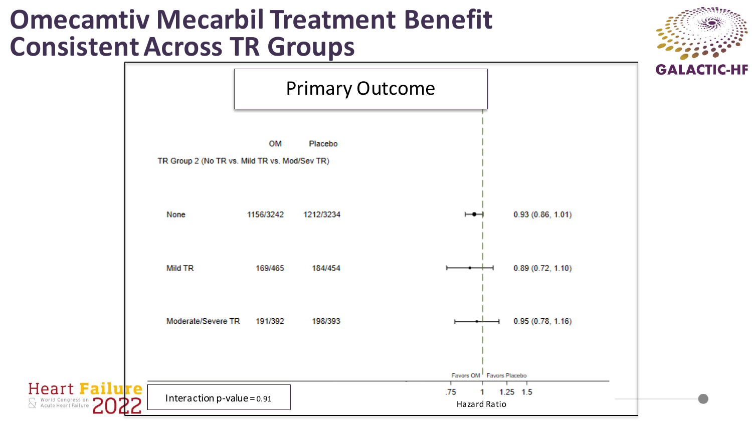# Omecamtiv Mecarbil Treatment Benefit Consistent Across TR Groups

## Primary Outcome

| TR Group 2 (No TR vs. Mild TR vs. Mod/Sev TR) | OM | Placebo | Hazard Ratio (95% CI) |
|---|---|---|---|
| None | 1156/3242 | 1212/3234 | 0.93 (0.86, 1.01) |
| Mild TR | 169/465 | 184/454 | 0.89 (0.72, 1.10) |
| Moderate/Severe TR | 191/392 | 198/393 | 0.95 (0.78, 1.16) |

Favors OM | Favors Placebo

Hazard Ratio: .75, 1, 1.25, 1.5

Interaction p-value = 0.91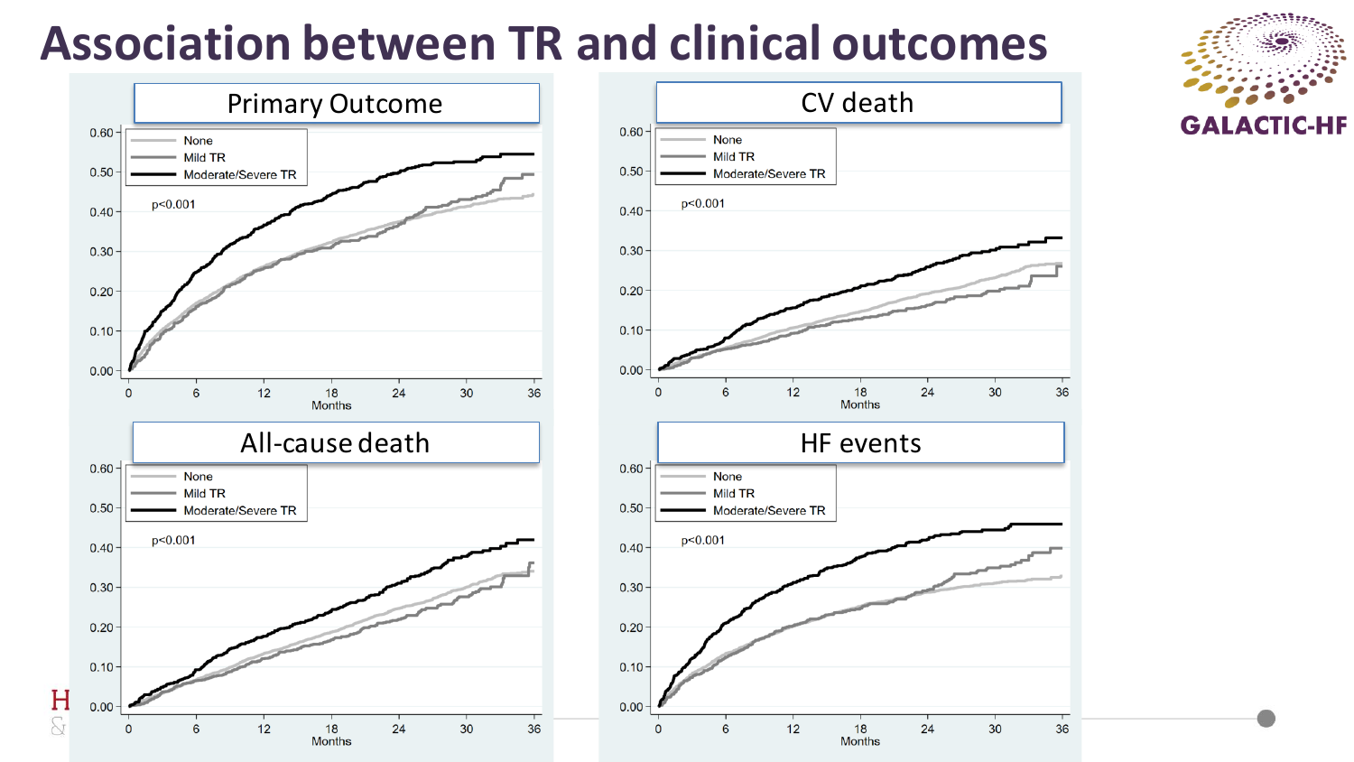# Association between TR and clinical outcomes

GALACTIC-HF

## Primary Outcome

- None
- Mild TR
- Moderate/Severe TR

$p<0.001$

Y-axis: 0.00, 0.10, 0.20, 0.30, 0.40, 0.50, 0.60

X-axis (Months): 0, 6, 12, 18, 24, 30, 36

## CV death

- None
- Mild TR
- Moderate/Severe TR

$p<0.001$

Y-axis: 0.00, 0.10, 0.20, 0.30, 0.40, 0.50, 0.60

X-axis (Months): 0, 6, 12, 18, 24, 30, 36

## All-cause death

- None
- Mild TR
- Moderate/Severe TR

$p<0.001$

Y-axis: 0.00, 0.10, 0.20, 0.30, 0.40, 0.50, 0.60

X-axis (Months): 0, 6, 12, 18, 24, 30, 36

## HF events

- None
- Mild TR
- Moderate/Severe TR

$p<0.001$

Y-axis: 0.00, 0.10, 0.20, 0.30, 0.40, 0.50, 0.60

X-axis (Months): 0, 6, 12, 18, 24, 30, 36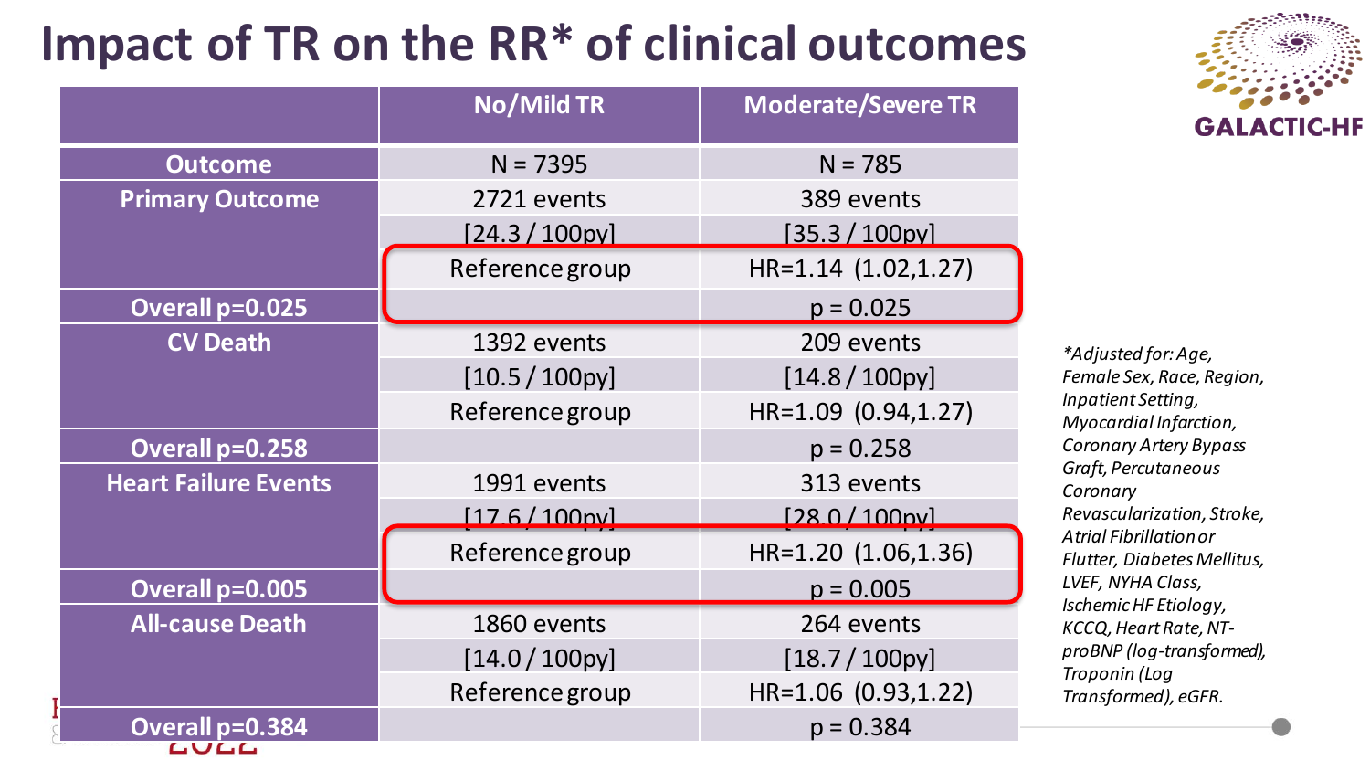# Impact of TR on the RR* of clinical outcomes

GALACTIC-HF

| | No/Mild TR | Moderate/Severe TR |
|---|---|---|
| Outcome | N = 7395 | N = 785 |
| Primary Outcome | 2721 events | 389 events |
| | [24.3 / 100py] | [35.3 / 100py] |
| | Reference group | HR=1.14 (1.02,1.27) |
| Overall p=0.025 | | p = 0.025 |
| CV Death | 1392 events | 209 events |
| | [10.5 / 100py] | [14.8 / 100py] |
| | Reference group | HR=1.09 (0.94,1.27) |
| Overall p=0.258 | | p = 0.258 |
| Heart Failure Events | 1991 events | 313 events |
| | [17.6 / 100py] | [28.0 / 100py] |
| | Reference group | HR=1.20 (1.06,1.36) |
| Overall p=0.005 | | p = 0.005 |
| All-cause Death | 1860 events | 264 events |
| | [14.0 / 100py] | [18.7 / 100py] |
| | Reference group | HR=1.06 (0.93,1.22) |
| Overall p=0.384 | | p = 0.384 |

*\*Adjusted for: Age, Female Sex, Race, Region, Inpatient Setting, Myocardial Infarction, Coronary Artery Bypass Graft, Percutaneous Coronary Revascularization, Stroke, Atrial Fibrillation or Flutter, Diabetes Mellitus, LVEF, NYHA Class, Ischemic HF Etiology, KCCQ, Heart Rate, NT-proBNP (log-transformed), Troponin (Log Transformed), eGFR.*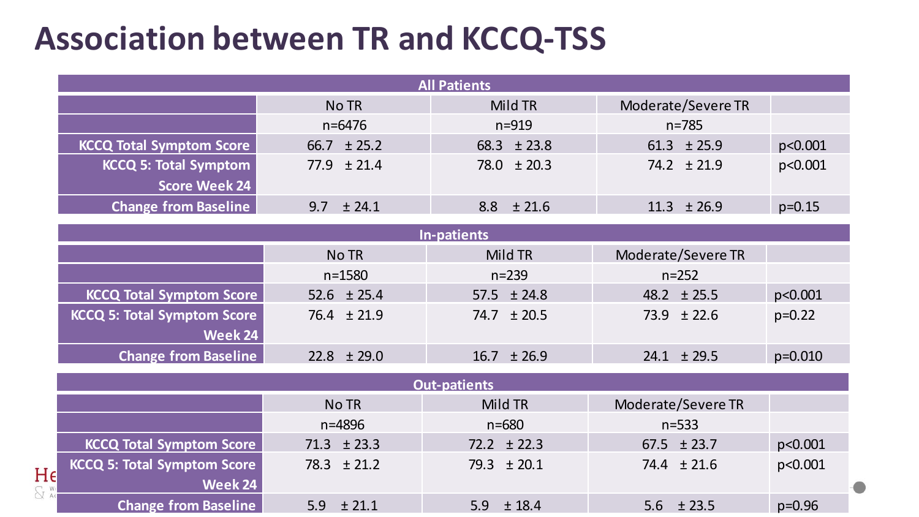# Association between TR and KCCQ-TSS

| All Patients | | | | |
|---|---|---|---|---|
| | No TR | Mild TR | Moderate/Severe TR | |
| | n=6476 | n=919 | n=785 | |
| KCCQ Total Symptom Score | 66.7 ± 25.2 | 68.3 ± 23.8 | 61.3 ± 25.9 | p<0.001 |
| KCCQ 5: Total Symptom Score Week 24 | 77.9 ± 21.4 | 78.0 ± 20.3 | 74.2 ± 21.9 | p<0.001 |
| Change from Baseline | 9.7 ± 24.1 | 8.8 ± 21.6 | 11.3 ± 26.9 | p=0.15 |

| In-patients | | | | |
|---|---|---|---|---|
| | No TR | Mild TR | Moderate/Severe TR | |
| | n=1580 | n=239 | n=252 | |
| KCCQ Total Symptom Score | 52.6 ± 25.4 | 57.5 ± 24.8 | 48.2 ± 25.5 | p<0.001 |
| KCCQ 5: Total Symptom Score Week 24 | 76.4 ± 21.9 | 74.7 ± 20.5 | 73.9 ± 22.6 | p=0.22 |
| Change from Baseline | 22.8 ± 29.0 | 16.7 ± 26.9 | 24.1 ± 29.5 | p=0.010 |

| Out-patients | | | | |
|---|---|---|---|---|
| | No TR | Mild TR | Moderate/Severe TR | |
| | n=4896 | n=680 | n=533 | |
| KCCQ Total Symptom Score | 71.3 ± 23.3 | 72.2 ± 22.3 | 67.5 ± 23.7 | p<0.001 |
| KCCQ 5: Total Symptom Score Week 24 | 78.3 ± 21.2 | 79.3 ± 20.1 | 74.4 ± 21.6 | p<0.001 |
| Change from Baseline | 5.9 ± 21.1 | 5.9 ± 18.4 | 5.6 ± 23.5 | p=0.96 |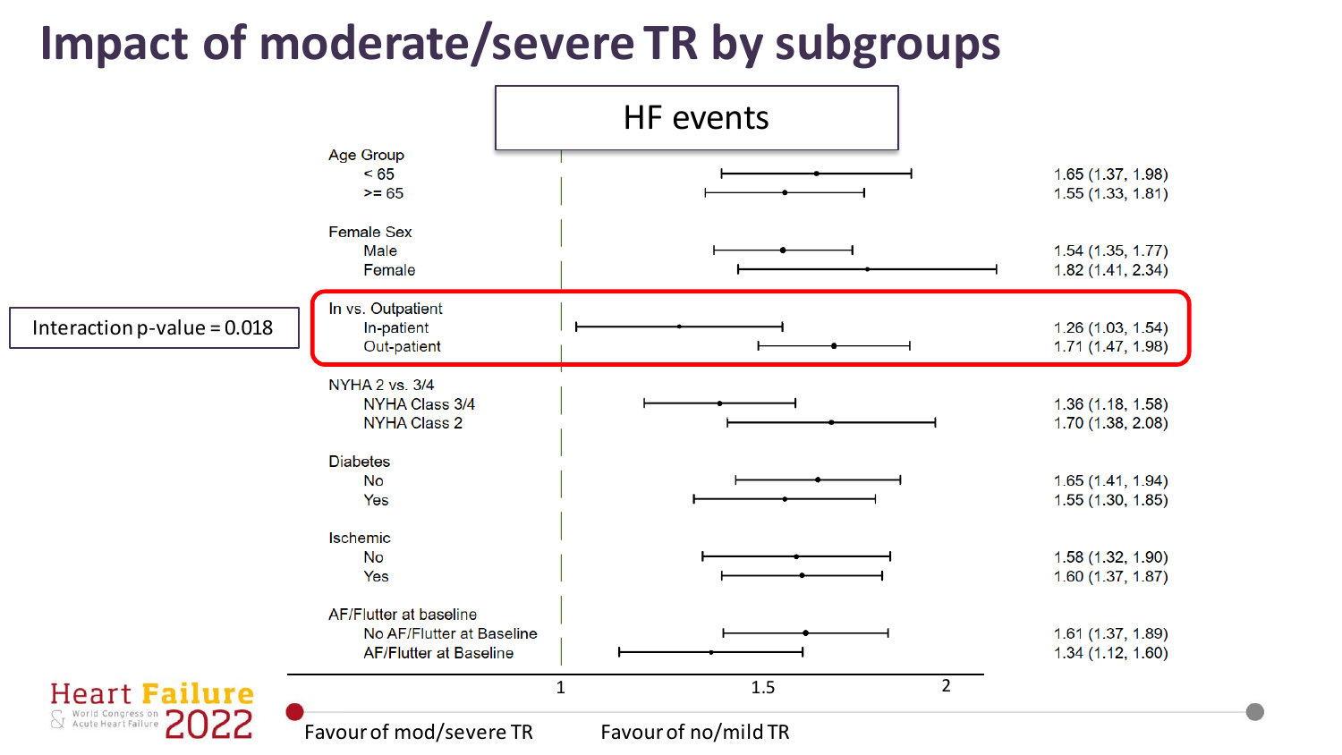# Impact of moderate/severe TR by subgroups

## HF events

| Subgroup | Estimate (95% CI) |
|---|---|
| **Age Group** | |
| < 65 | 1.65 (1.37, 1.98) |
| >= 65 | 1.55 (1.33, 1.81) |
| **Female Sex** | |
| Male | 1.54 (1.35, 1.77) |
| Female | 1.82 (1.41, 2.34) |
| **In vs. Outpatient** | |
| In-patient | 1.26 (1.03, 1.54) |
| Out-patient | 1.71 (1.47, 1.98) |
| **NYHA 2 vs. 3/4** | |
| NYHA Class 3/4 | 1.36 (1.18, 1.58) |
| NYHA Class 2 | 1.70 (1.38, 2.08) |
| **Diabetes** | |
| No | 1.65 (1.41, 1.94) |
| Yes | 1.55 (1.30, 1.85) |
| **Ischemic** | |
| No | 1.58 (1.32, 1.90) |
| Yes | 1.60 (1.37, 1.87) |
| **AF/Flutter at baseline** | |
| No AF/Flutter at Baseline | 1.61 (1.37, 1.89) |
| AF/Flutter at Baseline | 1.34 (1.12, 1.60) |

Interaction p-value = 0.018

1 — 1.5 — 2

Favour of mod/severe TR | Favour of no/mild TR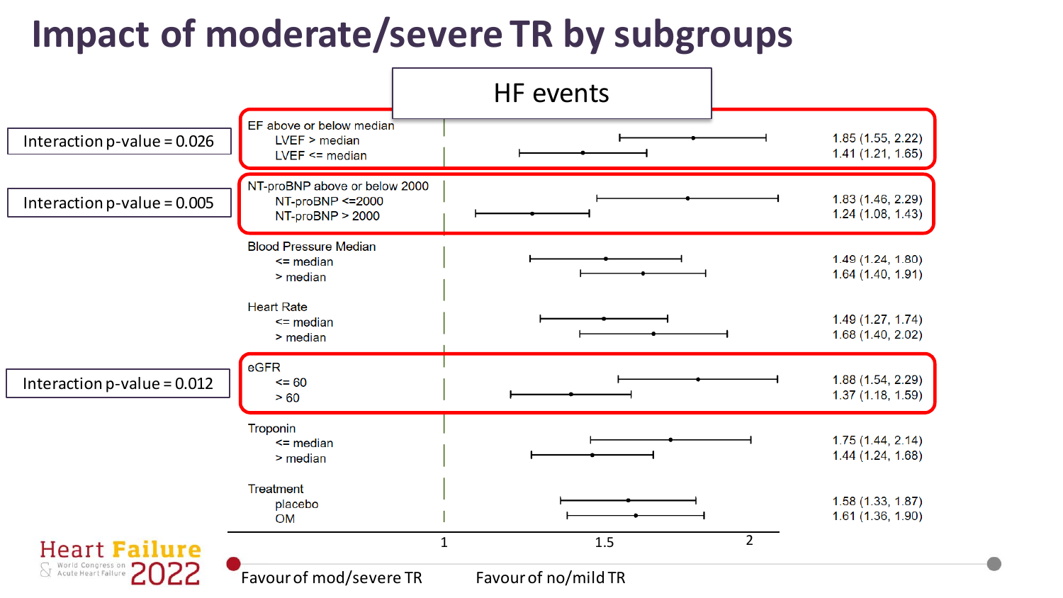# Impact of moderate/severe TR by subgroups

## HF events

| Subgroup | HR (95% CI) | Interaction |
|---|---|---|
| **EF above or below median** | | Interaction p-value = 0.026 |
| LVEF > median | 1.85 (1.55, 2.22) | |
| LVEF <= median | 1.41 (1.21, 1.65) | |
| **NT-proBNP above or below 2000** | | Interaction p-value = 0.005 |
| NT-proBNP <=2000 | 1.83 (1.46, 2.29) | |
| NT-proBNP > 2000 | 1.24 (1.08, 1.43) | |
| **Blood Pressure Median** | | |
| <= median | 1.49 (1.24, 1.80) | |
| > median | 1.64 (1.40, 1.91) | |
| **Heart Rate** | | |
| <= median | 1.49 (1.27, 1.74) | |
| > median | 1.68 (1.40, 2.02) | |
| **eGFR** | | Interaction p-value = 0.012 |
| <= 60 | 1.88 (1.54, 2.29) | |
| > 60 | 1.37 (1.18, 1.59) | |
| **Troponin** | | |
| <= median | 1.75 (1.44, 2.14) | |
| > median | 1.44 (1.24, 1.68) | |
| **Treatment** | | |
| placebo | 1.58 (1.33, 1.87) | |
| OM | 1.61 (1.36, 1.90) | |

Axis: 1 — 1.5 — 2

Favour of mod/severe TR | Favour of no/mild TR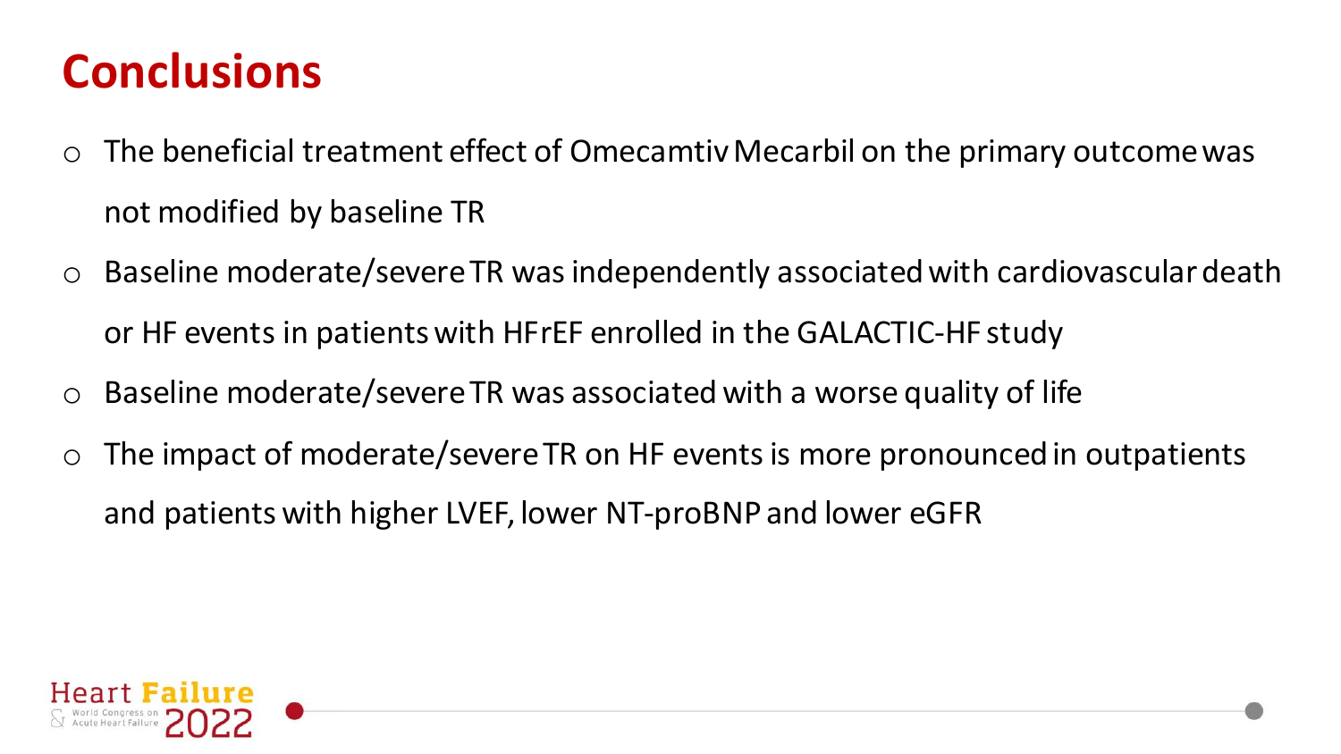# Conclusions

- The beneficial treatment effect of Omecamtiv Mecarbil on the primary outcome was not modified by baseline TR
- Baseline moderate/severe TR was independently associated with cardiovascular death or HF events in patients with HFrEF enrolled in the GALACTIC-HF study
- Baseline moderate/severe TR was associated with a worse quality of life
- The impact of moderate/severe TR on HF events is more pronounced in outpatients and patients with higher LVEF, lower NT-proBNP and lower eGFR